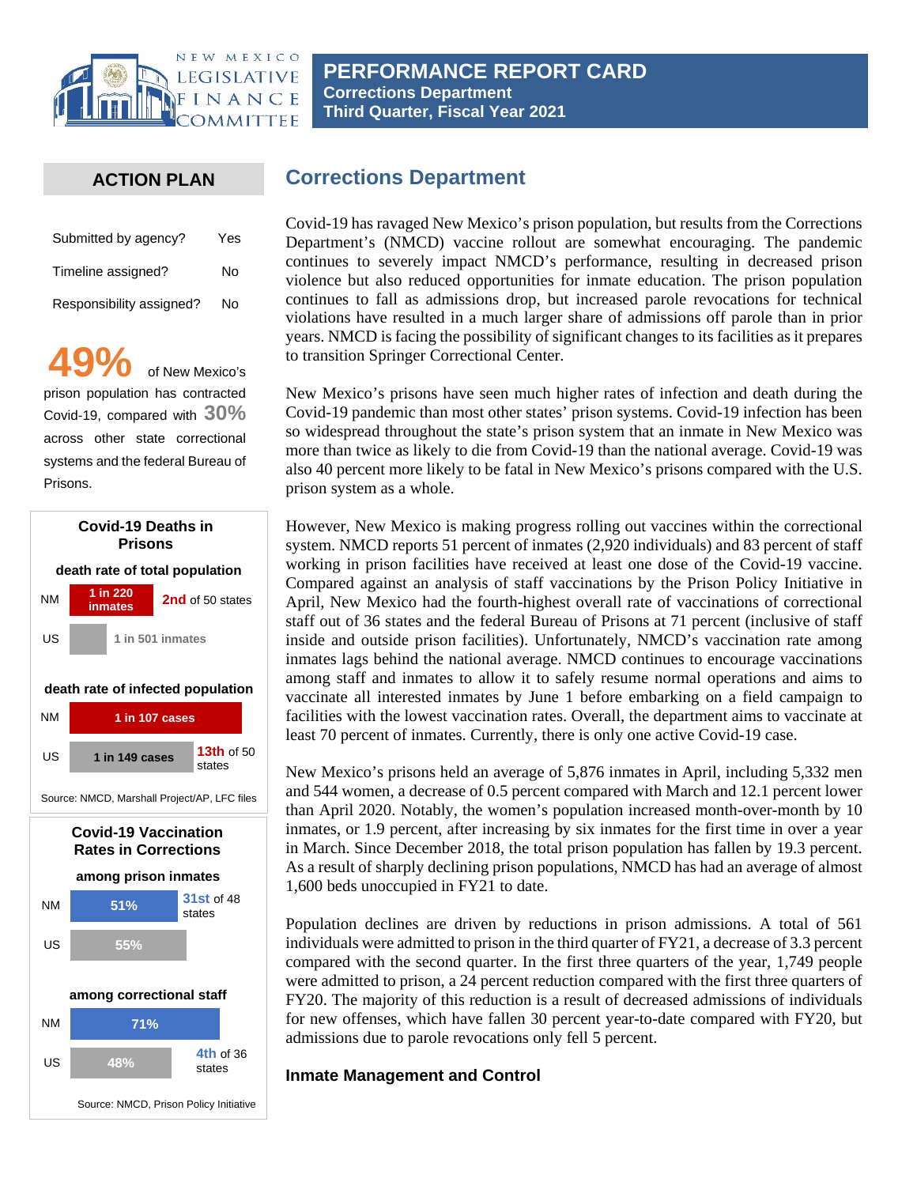# PERFORMANCE REPORT CARD

**Corrections Department**
**Third Quarter, Fiscal Year 2021**

## ACTION PLAN

| | |
|---|---|
| Submitted by agency? | Yes |
| Timeline assigned? | No |
| Responsibility assigned? | No |

**49%** of New Mexico's prison population has contracted Covid-19, compared with **30%** across other state correctional systems and the federal Bureau of Prisons.

**Covid-19 Deaths in Prisons**

**death rate of total population**

| | | |
|---|---|---|
| NM | 1 in 220 inmates | 2nd of 50 states |
| US | 1 in 501 inmates | |

**death rate of infected population**

| | | |
|---|---|---|
| NM | 1 in 107 cases | |
| US | 1 in 149 cases | 13th of 50 states |

Source: NMCD, Marshall Project/AP, LFC files

**Covid-19 Vaccination Rates in Corrections**

**among prison inmates**

| | | |
|---|---|---|
| NM | 51% | 31st of 48 states |
| US | 55% | |

**among correctional staff**

| | | |
|---|---|---|
| NM | 71% | |
| US | 48% | 4th of 36 states |

Source: NMCD, Prison Policy Initiative

## Corrections Department

Covid-19 has ravaged New Mexico's prison population, but results from the Corrections Department's (NMCD) vaccine rollout are somewhat encouraging. The pandemic continues to severely impact NMCD's performance, resulting in decreased prison violence but also reduced opportunities for inmate education. The prison population continues to fall as admissions drop, but increased parole revocations for technical violations have resulted in a much larger share of admissions off parole than in prior years. NMCD is facing the possibility of significant changes to its facilities as it prepares to transition Springer Correctional Center.

New Mexico's prisons have seen much higher rates of infection and death during the Covid-19 pandemic than most other states' prison systems. Covid-19 infection has been so widespread throughout the state's prison system that an inmate in New Mexico was more than twice as likely to die from Covid-19 than the national average. Covid-19 was also 40 percent more likely to be fatal in New Mexico's prisons compared with the U.S. prison system as a whole.

However, New Mexico is making progress rolling out vaccines within the correctional system. NMCD reports 51 percent of inmates (2,920 individuals) and 83 percent of staff working in prison facilities have received at least one dose of the Covid-19 vaccine. Compared against an analysis of staff vaccinations by the Prison Policy Initiative in April, New Mexico had the fourth-highest overall rate of vaccinations of correctional staff out of 36 states and the federal Bureau of Prisons at 71 percent (inclusive of staff inside and outside prison facilities). Unfortunately, NMCD's vaccination rate among inmates lags behind the national average. NMCD continues to encourage vaccinations among staff and inmates to allow it to safely resume normal operations and aims to vaccinate all interested inmates by June 1 before embarking on a field campaign to facilities with the lowest vaccination rates. Overall, the department aims to vaccinate at least 70 percent of inmates. Currently, there is only one active Covid-19 case.

New Mexico's prisons held an average of 5,876 inmates in April, including 5,332 men and 544 women, a decrease of 0.5 percent compared with March and 12.1 percent lower than April 2020. Notably, the women's population increased month-over-month by 10 inmates, or 1.9 percent, after increasing by six inmates for the first time in over a year in March. Since December 2018, the total prison population has fallen by 19.3 percent. As a result of sharply declining prison populations, NMCD has had an average of almost 1,600 beds unoccupied in FY21 to date.

Population declines are driven by reductions in prison admissions. A total of 561 individuals were admitted to prison in the third quarter of FY21, a decrease of 3.3 percent compared with the second quarter. In the first three quarters of the year, 1,749 people were admitted to prison, a 24 percent reduction compared with the first three quarters of FY20. The majority of this reduction is a result of decreased admissions of individuals for new offenses, which have fallen 30 percent year-to-date compared with FY20, but admissions due to parole revocations only fell 5 percent.

### Inmate Management and Control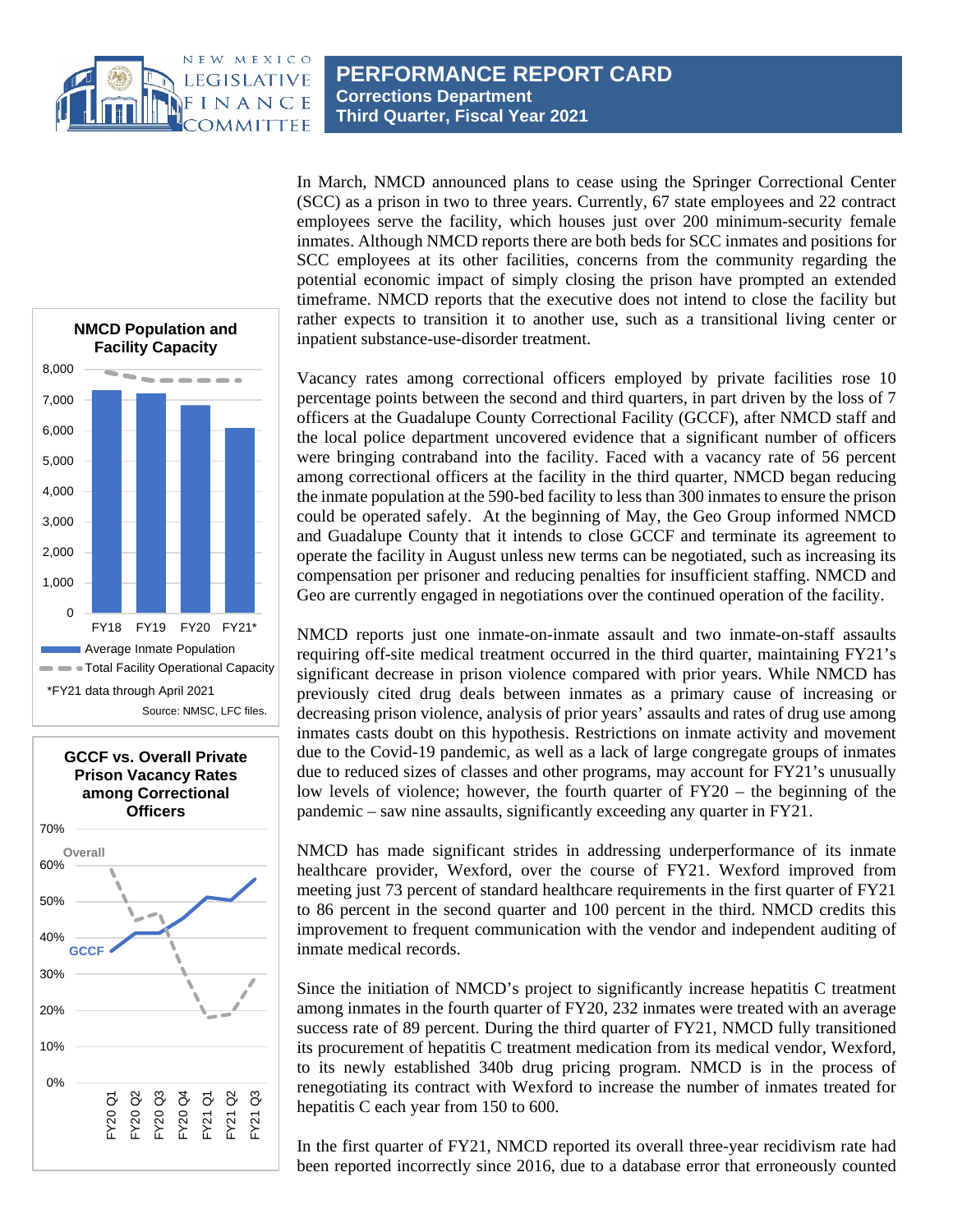# PERFORMANCE REPORT CARD
**Corrections Department**
**Third Quarter, Fiscal Year 2021**

In March, NMCD announced plans to cease using the Springer Correctional Center (SCC) as a prison in two to three years. Currently, 67 state employees and 22 contract employees serve the facility, which houses just over 200 minimum-security female inmates. Although NMCD reports there are both beds for SCC inmates and positions for SCC employees at its other facilities, concerns from the community regarding the potential economic impact of simply closing the prison have prompted an extended timeframe. NMCD reports that the executive does not intend to close the facility but rather expects to transition it to another use, such as a transitional living center or inpatient substance-use-disorder treatment.

**NMCD Population and Facility Capacity**

Legend: Average Inmate Population (bars); Total Facility Operational Capacity (dashed line)

Categories: FY18, FY19, FY20, FY21*

*FY21 data through April 2021

Source: NMSC, LFC files.

Vacancy rates among correctional officers employed by private facilities rose 10 percentage points between the second and third quarters, in part driven by the loss of 7 officers at the Guadalupe County Correctional Facility (GCCF), after NMCD staff and the local police department uncovered evidence that a significant number of officers were bringing contraband into the facility. Faced with a vacancy rate of 56 percent among correctional officers at the facility in the third quarter, NMCD began reducing the inmate population at the 590-bed facility to less than 300 inmates to ensure the prison could be operated safely. At the beginning of May, the Geo Group informed NMCD and Guadalupe County that it intends to close GCCF and terminate its agreement to operate the facility in August unless new terms can be negotiated, such as increasing its compensation per prisoner and reducing penalties for insufficient staffing. NMCD and Geo are currently engaged in negotiations over the continued operation of the facility.

**GCCF vs. Overall Private Prison Vacancy Rates among Correctional Officers**

Series: Overall; GCCF

Categories: FY20 Q1, FY20 Q2, FY20 Q3, FY20 Q4, FY21 Q1, FY21 Q2, FY21 Q3

NMCD reports just one inmate-on-inmate assault and two inmate-on-staff assaults requiring off-site medical treatment occurred in the third quarter, maintaining FY21's significant decrease in prison violence compared with prior years. While NMCD has previously cited drug deals between inmates as a primary cause of increasing or decreasing prison violence, analysis of prior years' assaults and rates of drug use among inmates casts doubt on this hypothesis. Restrictions on inmate activity and movement due to the Covid-19 pandemic, as well as a lack of large congregate groups of inmates due to reduced sizes of classes and other programs, may account for FY21's unusually low levels of violence; however, the fourth quarter of FY20 – the beginning of the pandemic – saw nine assaults, significantly exceeding any quarter in FY21.

NMCD has made significant strides in addressing underperformance of its inmate healthcare provider, Wexford, over the course of FY21. Wexford improved from meeting just 73 percent of standard healthcare requirements in the first quarter of FY21 to 86 percent in the second quarter and 100 percent in the third. NMCD credits this improvement to frequent communication with the vendor and independent auditing of inmate medical records.

Since the initiation of NMCD's project to significantly increase hepatitis C treatment among inmates in the fourth quarter of FY20, 232 inmates were treated with an average success rate of 89 percent. During the third quarter of FY21, NMCD fully transitioned its procurement of hepatitis C treatment medication from its medical vendor, Wexford, to its newly established 340b drug pricing program. NMCD is in the process of renegotiating its contract with Wexford to increase the number of inmates treated for hepatitis C each year from 150 to 600.

In the first quarter of FY21, NMCD reported its overall three-year recidivism rate had been reported incorrectly since 2016, due to a database error that erroneously counted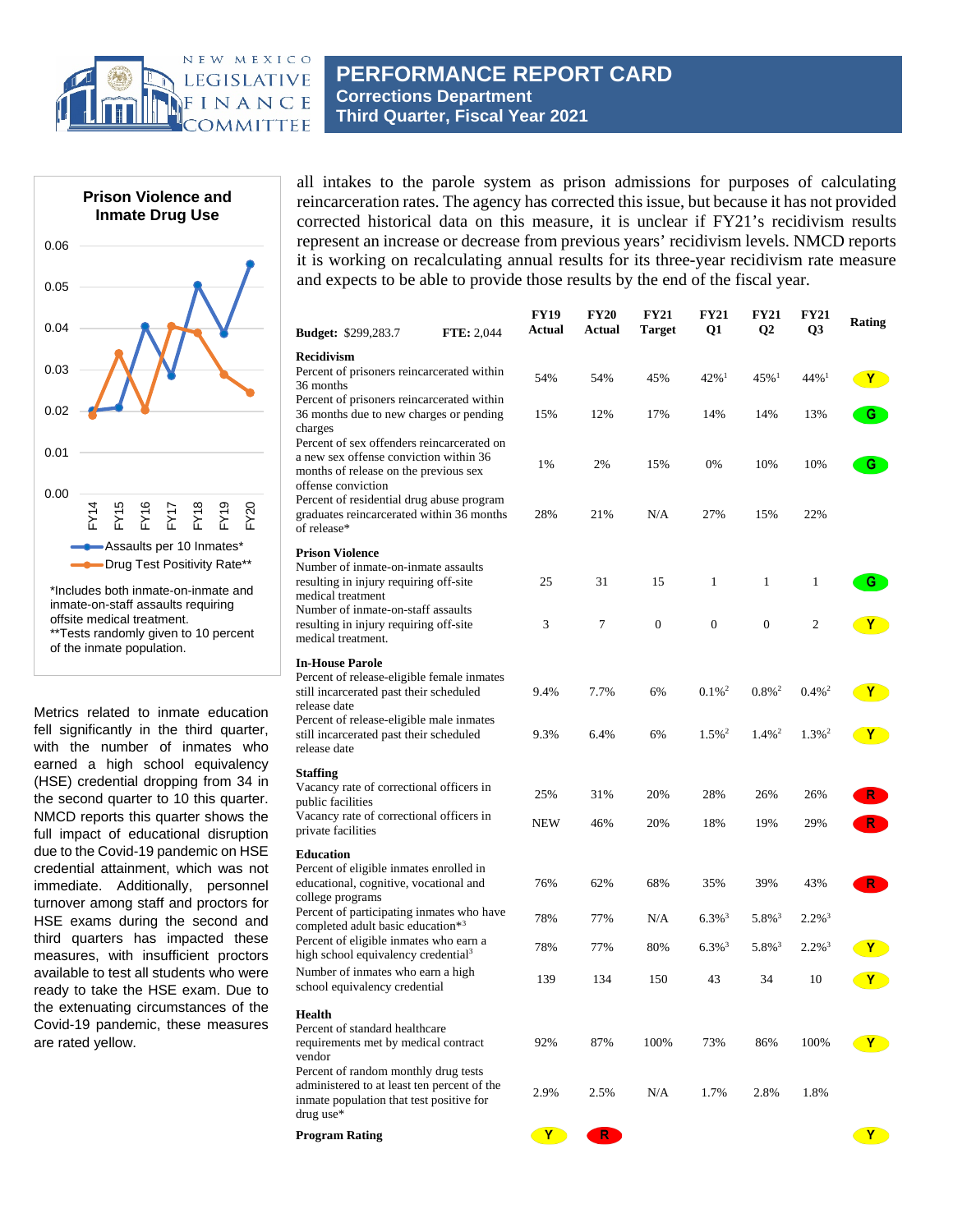# PERFORMANCE REPORT CARD
## Corrections Department
## Third Quarter, Fiscal Year 2021

all intakes to the parole system as prison admissions for purposes of calculating reincarceration rates. The agency has corrected this issue, but because it has not provided corrected historical data on this measure, it is unclear if FY21's recidivism results represent an increase or decrease from previous years' recidivism levels. NMCD reports it is working on recalculating annual results for its three-year recidivism rate measure and expects to be able to provide those results by the end of the fiscal year.

**Prison Violence and Inmate Drug Use**

- Assaults per 10 Inmates*
- Drug Test Positivity Rate**

*Includes both inmate-on-inmate and inmate-on-staff assaults requiring offsite medical treatment.
**Tests randomly given to 10 percent of the inmate population.

Metrics related to inmate education fell significantly in the third quarter, with the number of inmates who earned a high school equivalency (HSE) credential dropping from 34 in the second quarter to 10 this quarter. NMCD reports this quarter shows the full impact of educational disruption due to the Covid-19 pandemic on HSE credential attainment, which was not immediate. Additionally, personnel turnover among staff and proctors for HSE exams during the second and third quarters has impacted these measures, with insufficient proctors available to test all students who were ready to take the HSE exam. Due to the extenuating circumstances of the Covid-19 pandemic, these measures are rated yellow.

| **Budget:** $299,283.7 **FTE:** 2,044 | FY19 Actual | FY20 Actual | FY21 Target | FY21 Q1 | FY21 Q2 | FY21 Q3 | Rating |
|---|---|---|---|---|---|---|---|
| **Recidivism** | | | | | | | |
| Percent of prisoners reincarcerated within 36 months | 54% | 54% | 45% | 42%[1] | 45%[1] | 44%[1] | Y |
| Percent of prisoners reincarcerated within 36 months due to new charges or pending charges | 15% | 12% | 17% | 14% | 14% | 13% | G |
| Percent of sex offenders reincarcerated on a new sex offense conviction within 36 months of release on the previous sex offense conviction | 1% | 2% | 15% | 0% | 10% | 10% | G |
| Percent of residential drug abuse program graduates reincarcerated within 36 months of release* | 28% | 21% | N/A | 27% | 15% | 22% | |
| **Prison Violence** | | | | | | | |
| Number of inmate-on-inmate assaults resulting in injury requiring off-site medical treatment | 25 | 31 | 15 | 1 | 1 | 1 | G |
| Number of inmate-on-staff assaults resulting in injury requiring off-site medical treatment. | 3 | 7 | 0 | 0 | 0 | 2 | Y |
| **In-House Parole** | | | | | | | |
| Percent of release-eligible female inmates still incarcerated past their scheduled release date | 9.4% | 7.7% | 6% | 0.1%[2] | 0.8%[2] | 0.4%[2] | Y |
| Percent of release-eligible male inmates still incarcerated past their scheduled release date | 9.3% | 6.4% | 6% | 1.5%[2] | 1.4%[2] | 1.3%[2] | Y |
| **Staffing** | | | | | | | |
| Vacancy rate of correctional officers in public facilities | 25% | 31% | 20% | 28% | 26% | 26% | R |
| Vacancy rate of correctional officers in private facilities | NEW | 46% | 20% | 18% | 19% | 29% | R |
| **Education** | | | | | | | |
| Percent of eligible inmates enrolled in educational, cognitive, vocational and college programs | 76% | 62% | 68% | 35% | 39% | 43% | R |
| Percent of participating inmates who have completed adult basic education*[3] | 78% | 77% | N/A | 6.3%[3] | 5.8%[3] | 2.2%[3] | |
| Percent of eligible inmates who earn a high school equivalency credential[3] | 78% | 77% | 80% | 6.3%[3] | 5.8%[3] | 2.2%[3] | Y |
| Number of inmates who earn a high school equivalency credential | 139 | 134 | 150 | 43 | 34 | 10 | Y |
| **Health** | | | | | | | |
| Percent of standard healthcare requirements met by medical contract vendor | 92% | 87% | 100% | 73% | 86% | 100% | Y |
| Percent of random monthly drug tests administered to at least ten percent of the inmate population that test positive for drug use* | 2.9% | 2.5% | N/A | 1.7% | 2.8% | 1.8% | |
| **Program Rating** | Y | R | | | | | Y |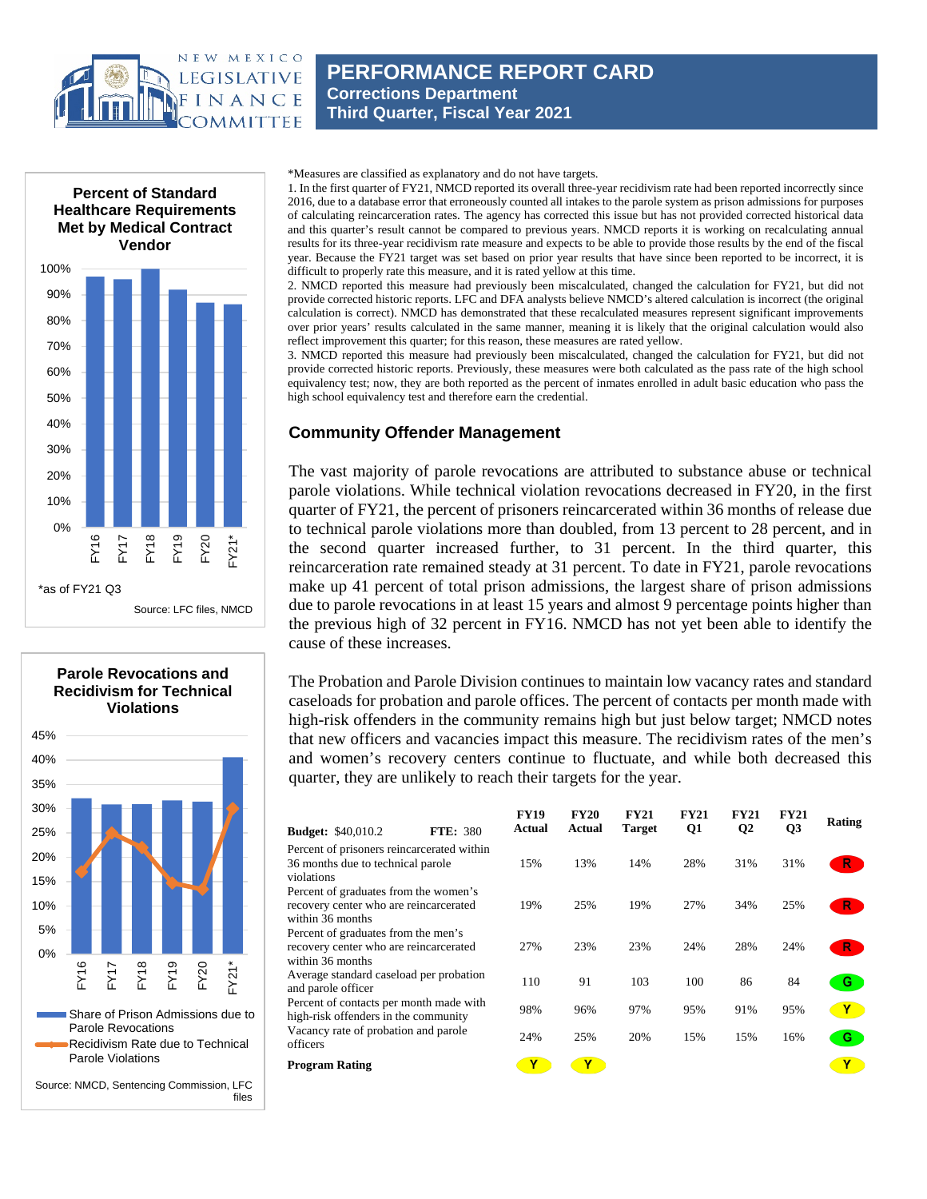# PERFORMANCE REPORT CARD
## Corrections Department
## Third Quarter, Fiscal Year 2021

**Percent of Standard Healthcare Requirements Met by Medical Contract Vendor**

100%
90%
80%
70%
60%
50%
40%
30%
20%
10%
0%

FY16 FY17 FY18 FY19 FY20 FY21*

*as of FY21 Q3

Source: LFC files, NMCD

**Parole Revocations and Recidivism for Technical Violations**

45%
40%
35%
30%
25%
20%
15%
10%
5%
0%

FY16 FY17 FY18 FY19 FY20 FY21*

Share of Prison Admissions due to Parole Revocations

Recidivism Rate due to Technical Parole Violations

Source: NMCD, Sentencing Commission, LFC files

*Measures are classified as explanatory and do not have targets.

1. In the first quarter of FY21, NMCD reported its overall three-year recidivism rate had been reported incorrectly since 2016, due to a database error that erroneously counted all intakes to the parole system as prison admissions for purposes of calculating reincarceration rates. The agency has corrected this issue but has not provided corrected historical data and this quarter's result cannot be compared to previous years. NMCD reports it is working on recalculating annual results for its three-year recidivism rate measure and expects to be able to provide those results by the end of the fiscal year. Because the FY21 target was set based on prior year results that have since been reported to be incorrect, it is difficult to properly rate this measure, and it is rated yellow at this time.

2. NMCD reported this measure had previously been miscalculated, changed the calculation for FY21, but did not provide corrected historic reports. LFC and DFA analysts believe NMCD's altered calculation is incorrect (the original calculation is correct). NMCD has demonstrated that these recalculated measures represent significant improvements over prior years' results calculated in the same manner, meaning it is likely that the original calculation would also reflect improvement this quarter; for this reason, these measures are rated yellow.

3. NMCD reported this measure had previously been miscalculated, changed the calculation for FY21, but did not provide corrected historic reports. Previously, these measures were both calculated as the pass rate of the high school equivalency test; now, they are both reported as the percent of inmates enrolled in adult basic education who pass the high school equivalency test and therefore earn the credential.

### Community Offender Management

The vast majority of parole revocations are attributed to substance abuse or technical parole violations. While technical violation revocations decreased in FY20, in the first quarter of FY21, the percent of prisoners reincarcerated within 36 months of release due to technical parole violations more than doubled, from 13 percent to 28 percent, and in the second quarter increased further, to 31 percent. In the third quarter, this reincarceration rate remained steady at 31 percent. To date in FY21, parole revocations make up 41 percent of total prison admissions, the largest share of prison admissions due to parole revocations in at least 15 years and almost 9 percentage points higher than the previous high of 32 percent in FY16. NMCD has not yet been able to identify the cause of these increases.

The Probation and Parole Division continues to maintain low vacancy rates and standard caseloads for probation and parole offices. The percent of contacts per month made with high-risk offenders in the community remains high but just below target; NMCD notes that new officers and vacancies impact this measure. The recidivism rates of the men's and women's recovery centers continue to fluctuate, and while both decreased this quarter, they are unlikely to reach their targets for the year.

| **Budget:** $40,010.2 **FTE:** 380 | FY19 Actual | FY20 Actual | FY21 Target | FY21 Q1 | FY21 Q2 | FY21 Q3 | Rating |
|---|---|---|---|---|---|---|---|
| Percent of prisoners reincarcerated within 36 months due to technical parole violations | 15% | 13% | 14% | 28% | 31% | 31% | R |
| Percent of graduates from the women's recovery center who are reincarcerated within 36 months | 19% | 25% | 19% | 27% | 34% | 25% | R |
| Percent of graduates from the men's recovery center who are reincarcerated within 36 months | 27% | 23% | 23% | 24% | 28% | 24% | R |
| Average standard caseload per probation and parole officer | 110 | 91 | 103 | 100 | 86 | 84 | G |
| Percent of contacts per month made with high-risk offenders in the community | 98% | 96% | 97% | 95% | 91% | 95% | Y |
| Vacancy rate of probation and parole officers | 24% | 25% | 20% | 15% | 15% | 16% | G |
| **Program Rating** | Y | Y | | | | | Y |